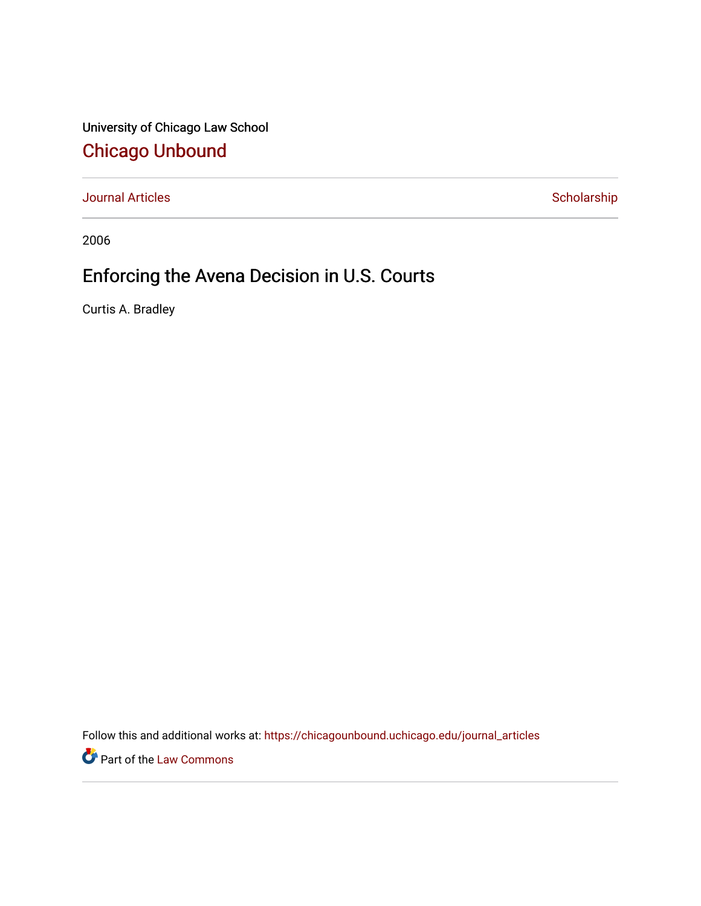University of Chicago Law School

# Chicago Unbound

Journal Articles

Scholarship

2006

## Enforcing the Avena Decision in U.S. Courts

Curtis A. Bradley

Follow this and additional works at: https://chicagounbound.uchicago.edu/journal_articles

Part of the Law Commons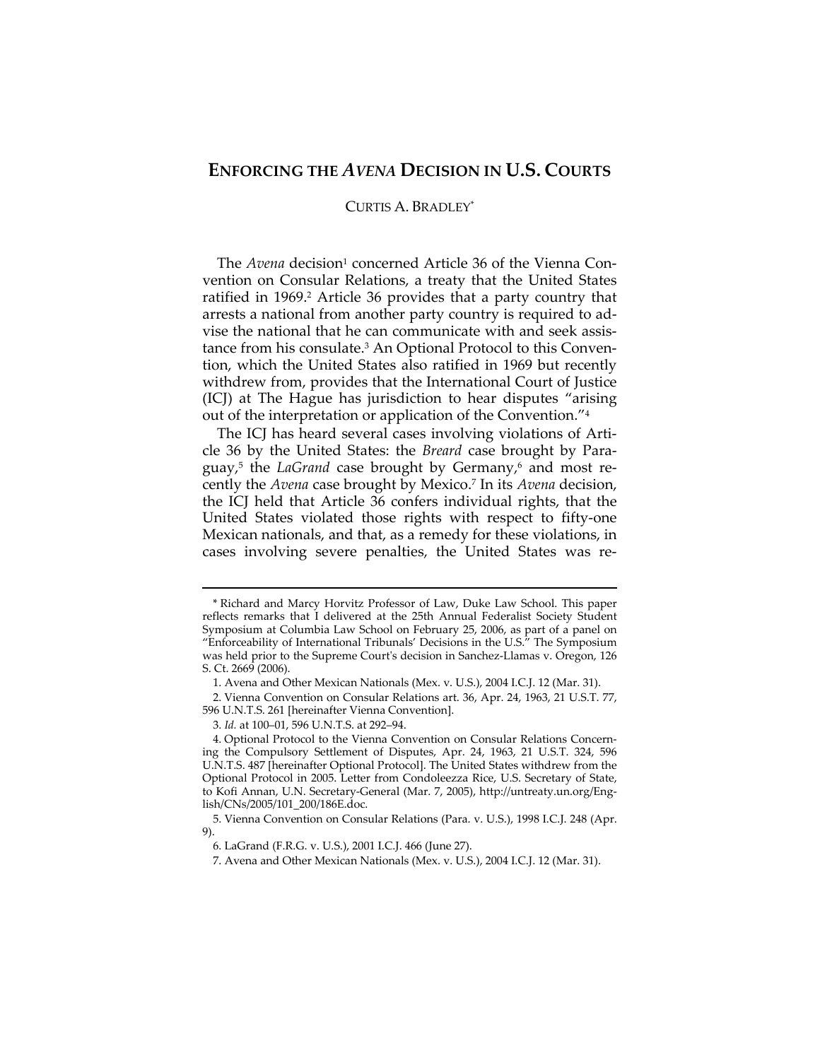# ENFORCING THE *AVENA* DECISION IN U.S. COURTS

CURTIS A. BRADLEY*

The *Avena* decision[1] concerned Article 36 of the Vienna Convention on Consular Relations, a treaty that the United States ratified in 1969.[2] Article 36 provides that a party country that arrests a national from another party country is required to advise the national that he can communicate with and seek assistance from his consulate.[3] An Optional Protocol to this Convention, which the United States also ratified in 1969 but recently withdrew from, provides that the International Court of Justice (ICJ) at The Hague has jurisdiction to hear disputes "arising out of the interpretation or application of the Convention."[4]

The ICJ has heard several cases involving violations of Article 36 by the United States: the *Breard* case brought by Paraguay,[5] the *LaGrand* case brought by Germany,[6] and most recently the *Avena* case brought by Mexico.[7] In its *Avena* decision, the ICJ held that Article 36 confers individual rights, that the United States violated those rights with respect to fifty-one Mexican nationals, and that, as a remedy for these violations, in cases involving severe penalties, the United States was re-

---

\* Richard and Marcy Horvitz Professor of Law, Duke Law School. This paper reflects remarks that I delivered at the 25th Annual Federalist Society Student Symposium at Columbia Law School on February 25, 2006, as part of a panel on "Enforceability of International Tribunals' Decisions in the U.S." The Symposium was held prior to the Supreme Court's decision in Sanchez-Llamas v. Oregon, 126 S. Ct. 2669 (2006).

1. Avena and Other Mexican Nationals (Mex. v. U.S.), 2004 I.C.J. 12 (Mar. 31).

2. Vienna Convention on Consular Relations art. 36, Apr. 24, 1963, 21 U.S.T. 77, 596 U.N.T.S. 261 [hereinafter Vienna Convention].

3. *Id.* at 100–01, 596 U.N.T.S. at 292–94.

4. Optional Protocol to the Vienna Convention on Consular Relations Concerning the Compulsory Settlement of Disputes, Apr. 24, 1963, 21 U.S.T. 324, 596 U.N.T.S. 487 [hereinafter Optional Protocol]. The United States withdrew from the Optional Protocol in 2005. Letter from Condoleezza Rice, U.S. Secretary of State, to Kofi Annan, U.N. Secretary-General (Mar. 7, 2005), http://untreaty.un.org/English/CNs/2005/101_200/186E.doc.

5. Vienna Convention on Consular Relations (Para. v. U.S.), 1998 I.C.J. 248 (Apr. 9).

6. LaGrand (F.R.G. v. U.S.), 2001 I.C.J. 466 (June 27).

7. Avena and Other Mexican Nationals (Mex. v. U.S.), 2004 I.C.J. 12 (Mar. 31).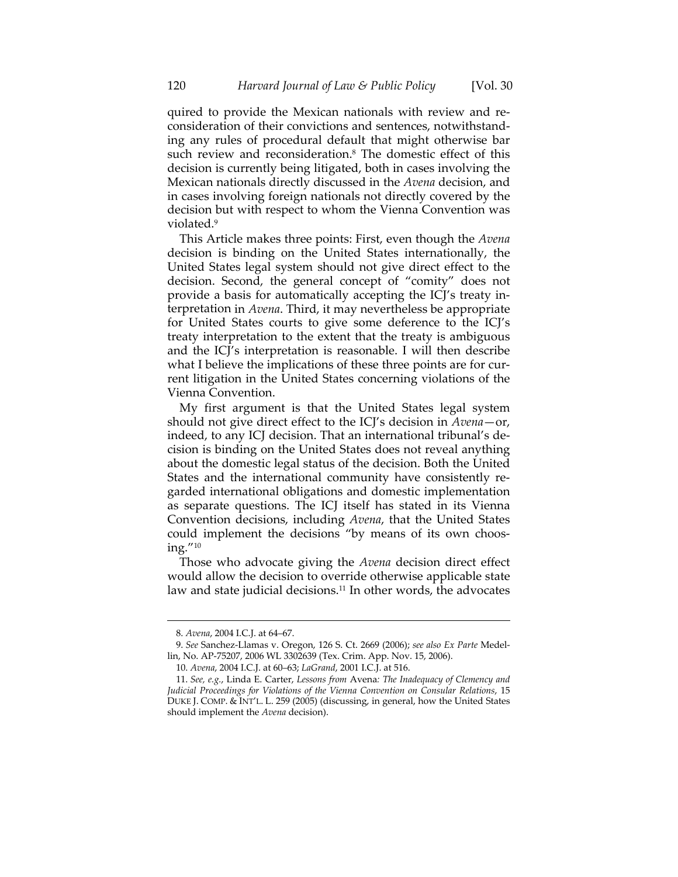quired to provide the Mexican nationals with review and reconsideration of their convictions and sentences, notwithstanding any rules of procedural default that might otherwise bar such review and reconsideration.[8] The domestic effect of this decision is currently being litigated, both in cases involving the Mexican nationals directly discussed in the *Avena* decision, and in cases involving foreign nationals not directly covered by the decision but with respect to whom the Vienna Convention was violated.[9]

This Article makes three points: First, even though the *Avena* decision is binding on the United States internationally, the United States legal system should not give direct effect to the decision. Second, the general concept of "comity" does not provide a basis for automatically accepting the ICJ's treaty interpretation in *Avena*. Third, it may nevertheless be appropriate for United States courts to give some deference to the ICJ's treaty interpretation to the extent that the treaty is ambiguous and the ICJ's interpretation is reasonable. I will then describe what I believe the implications of these three points are for current litigation in the United States concerning violations of the Vienna Convention.

My first argument is that the United States legal system should not give direct effect to the ICJ's decision in *Avena*—or, indeed, to any ICJ decision. That an international tribunal's decision is binding on the United States does not reveal anything about the domestic legal status of the decision. Both the United States and the international community have consistently regarded international obligations and domestic implementation as separate questions. The ICJ itself has stated in its Vienna Convention decisions, including *Avena*, that the United States could implement the decisions "by means of its own choosing."[10]

Those who advocate giving the *Avena* decision direct effect would allow the decision to override otherwise applicable state law and state judicial decisions.[11] In other words, the advocates

---

8. *Avena*, 2004 I.C.J. at 64–67.

9. *See* Sanchez-Llamas v. Oregon, 126 S. Ct. 2669 (2006); *see also Ex Parte* Medellin, No. AP-75207, 2006 WL 3302639 (Tex. Crim. App. Nov. 15, 2006).

10. *Avena*, 2004 I.C.J. at 60–63; *LaGrand*, 2001 I.C.J. at 516.

11. *See, e.g.*, Linda E. Carter, *Lessons from* Avena*: The Inadequacy of Clemency and Judicial Proceedings for Violations of the Vienna Convention on Consular Relations*, 15 DUKE J. COMP. & INT'L. L. 259 (2005) (discussing, in general, how the United States should implement the *Avena* decision).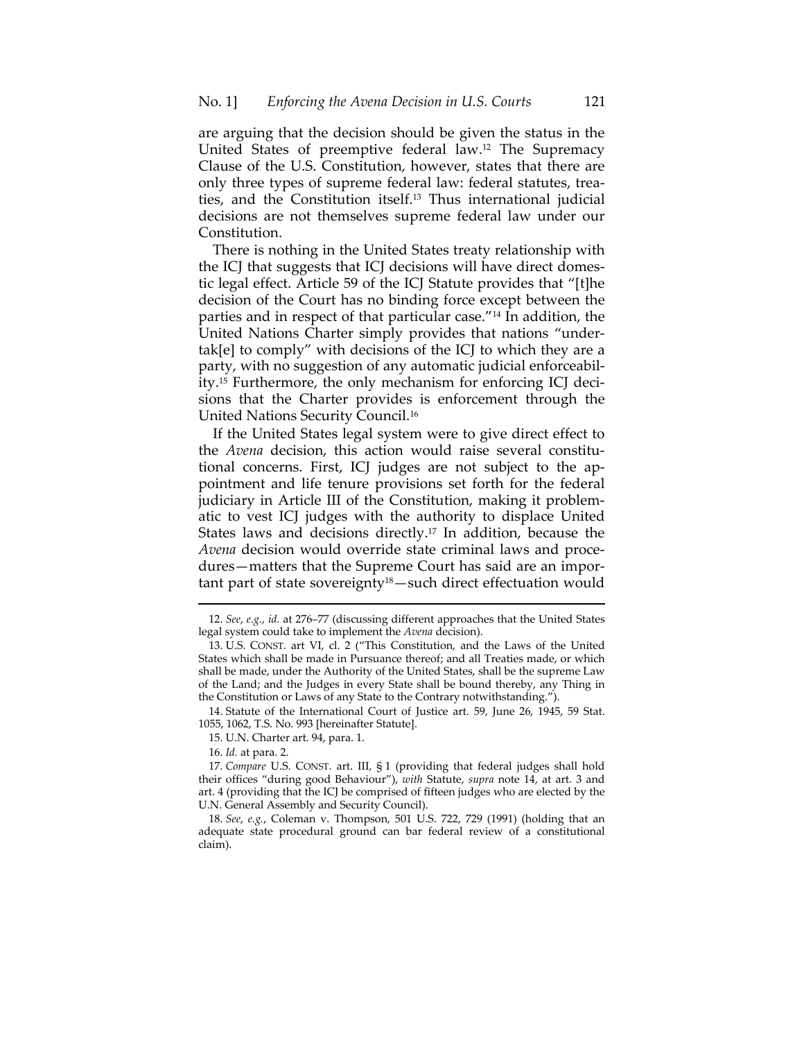are arguing that the decision should be given the status in the United States of preemptive federal law.[12] The Supremacy Clause of the U.S. Constitution, however, states that there are only three types of supreme federal law: federal statutes, treaties, and the Constitution itself.[13] Thus international judicial decisions are not themselves supreme federal law under our Constitution.

There is nothing in the United States treaty relationship with the ICJ that suggests that ICJ decisions will have direct domestic legal effect. Article 59 of the ICJ Statute provides that "[t]he decision of the Court has no binding force except between the parties and in respect of that particular case."[14] In addition, the United Nations Charter simply provides that nations "undertak[e] to comply" with decisions of the ICJ to which they are a party, with no suggestion of any automatic judicial enforceability.[15] Furthermore, the only mechanism for enforcing ICJ decisions that the Charter provides is enforcement through the United Nations Security Council.[16]

If the United States legal system were to give direct effect to the *Avena* decision, this action would raise several constitutional concerns. First, ICJ judges are not subject to the appointment and life tenure provisions set forth for the federal judiciary in Article III of the Constitution, making it problematic to vest ICJ judges with the authority to displace United States laws and decisions directly.[17] In addition, because the *Avena* decision would override state criminal laws and procedures—matters that the Supreme Court has said are an important part of state sovereignty[18]—such direct effectuation would

---

12. *See, e.g.*, *id.* at 276–77 (discussing different approaches that the United States legal system could take to implement the *Avena* decision).

13. U.S. CONST. art VI, cl. 2 ("This Constitution, and the Laws of the United States which shall be made in Pursuance thereof; and all Treaties made, or which shall be made, under the Authority of the United States, shall be the supreme Law of the Land; and the Judges in every State shall be bound thereby, any Thing in the Constitution or Laws of any State to the Contrary notwithstanding.").

14. Statute of the International Court of Justice art. 59, June 26, 1945, 59 Stat. 1055, 1062, T.S. No. 993 [hereinafter Statute].

15. U.N. Charter art. 94, para. 1.

16. *Id.* at para. 2.

17. *Compare* U.S. CONST. art. III, § 1 (providing that federal judges shall hold their offices "during good Behaviour"), *with* Statute, *supra* note 14, at art. 3 and art. 4 (providing that the ICJ be comprised of fifteen judges who are elected by the U.N. General Assembly and Security Council).

18. *See, e.g.*, Coleman v. Thompson, 501 U.S. 722, 729 (1991) (holding that an adequate state procedural ground can bar federal review of a constitutional claim).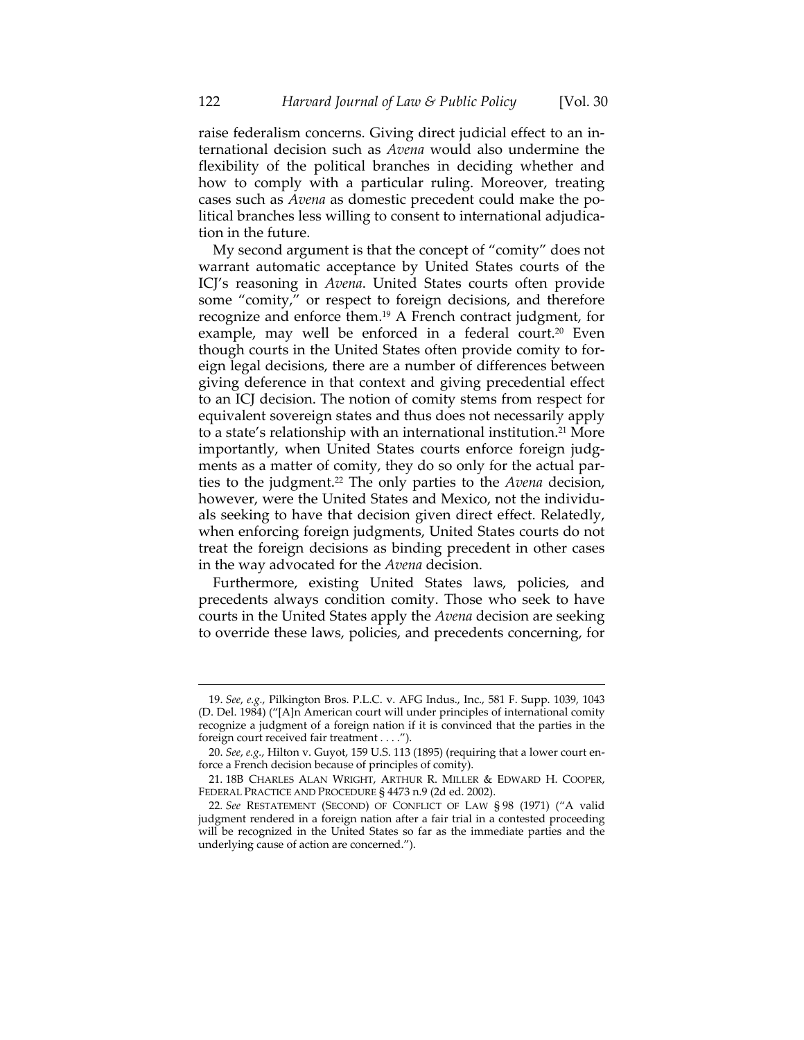raise federalism concerns. Giving direct judicial effect to an international decision such as *Avena* would also undermine the flexibility of the political branches in deciding whether and how to comply with a particular ruling. Moreover, treating cases such as *Avena* as domestic precedent could make the political branches less willing to consent to international adjudication in the future.

My second argument is that the concept of "comity" does not warrant automatic acceptance by United States courts of the ICJ's reasoning in *Avena*. United States courts often provide some "comity," or respect to foreign decisions, and therefore recognize and enforce them.[19] A French contract judgment, for example, may well be enforced in a federal court.[20] Even though courts in the United States often provide comity to foreign legal decisions, there are a number of differences between giving deference in that context and giving precedential effect to an ICJ decision. The notion of comity stems from respect for equivalent sovereign states and thus does not necessarily apply to a state's relationship with an international institution.[21] More importantly, when United States courts enforce foreign judgments as a matter of comity, they do so only for the actual parties to the judgment.[22] The only parties to the *Avena* decision, however, were the United States and Mexico, not the individuals seeking to have that decision given direct effect. Relatedly, when enforcing foreign judgments, United States courts do not treat the foreign decisions as binding precedent in other cases in the way advocated for the *Avena* decision.

Furthermore, existing United States laws, policies, and precedents always condition comity. Those who seek to have courts in the United States apply the *Avena* decision are seeking to override these laws, policies, and precedents concerning, for

---

19. *See, e.g.*, Pilkington Bros. P.L.C. v. AFG Indus., Inc., 581 F. Supp. 1039, 1043 (D. Del. 1984) ("[A]n American court will under principles of international comity recognize a judgment of a foreign nation if it is convinced that the parties in the foreign court received fair treatment . . . .").

20. *See, e.g.*, Hilton v. Guyot, 159 U.S. 113 (1895) (requiring that a lower court enforce a French decision because of principles of comity).

21. 18B CHARLES ALAN WRIGHT, ARTHUR R. MILLER & EDWARD H. COOPER, FEDERAL PRACTICE AND PROCEDURE § 4473 n.9 (2d ed. 2002).

22. *See* RESTATEMENT (SECOND) OF CONFLICT OF LAW § 98 (1971) ("A valid judgment rendered in a foreign nation after a fair trial in a contested proceeding will be recognized in the United States so far as the immediate parties and the underlying cause of action are concerned.").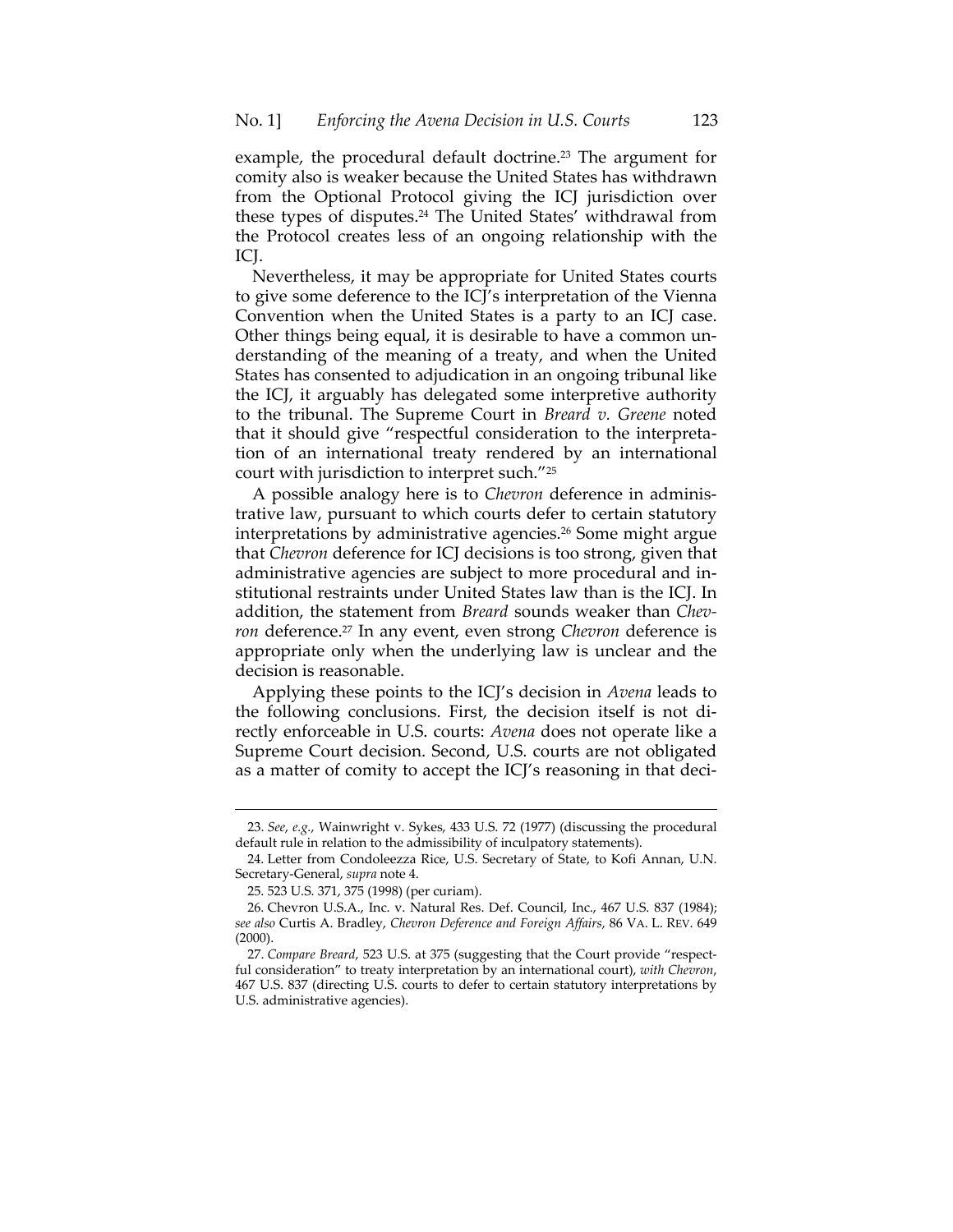example, the procedural default doctrine.[23] The argument for comity also is weaker because the United States has withdrawn from the Optional Protocol giving the ICJ jurisdiction over these types of disputes.[24] The United States' withdrawal from the Protocol creates less of an ongoing relationship with the ICJ.

Nevertheless, it may be appropriate for United States courts to give some deference to the ICJ's interpretation of the Vienna Convention when the United States is a party to an ICJ case. Other things being equal, it is desirable to have a common understanding of the meaning of a treaty, and when the United States has consented to adjudication in an ongoing tribunal like the ICJ, it arguably has delegated some interpretive authority to the tribunal. The Supreme Court in *Breard v. Greene* noted that it should give "respectful consideration to the interpretation of an international treaty rendered by an international court with jurisdiction to interpret such."[25]

A possible analogy here is to *Chevron* deference in administrative law, pursuant to which courts defer to certain statutory interpretations by administrative agencies.[26] Some might argue that *Chevron* deference for ICJ decisions is too strong, given that administrative agencies are subject to more procedural and institutional restraints under United States law than is the ICJ. In addition, the statement from *Breard* sounds weaker than *Chevron* deference.[27] In any event, even strong *Chevron* deference is appropriate only when the underlying law is unclear and the decision is reasonable.

Applying these points to the ICJ's decision in *Avena* leads to the following conclusions. First, the decision itself is not directly enforceable in U.S. courts: *Avena* does not operate like a Supreme Court decision. Second, U.S. courts are not obligated as a matter of comity to accept the ICJ's reasoning in that deci-

---

23. *See, e.g.*, Wainwright v. Sykes, 433 U.S. 72 (1977) (discussing the procedural default rule in relation to the admissibility of inculpatory statements).

24. Letter from Condoleezza Rice, U.S. Secretary of State, to Kofi Annan, U.N. Secretary-General, *supra* note 4.

25. 523 U.S. 371, 375 (1998) (per curiam).

26. Chevron U.S.A., Inc. v. Natural Res. Def. Council, Inc., 467 U.S. 837 (1984); *see also* Curtis A. Bradley, *Chevron Deference and Foreign Affairs*, 86 VA. L. REV. 649 (2000).

27. *Compare Breard*, 523 U.S. at 375 (suggesting that the Court provide "respectful consideration" to treaty interpretation by an international court), *with Chevron*, 467 U.S. 837 (directing U.S. courts to defer to certain statutory interpretations by U.S. administrative agencies).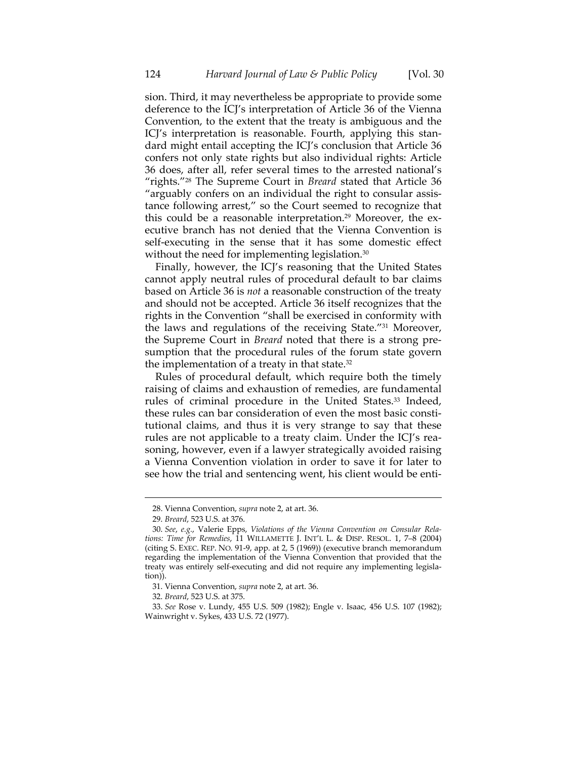sion. Third, it may nevertheless be appropriate to provide some deference to the ICJ's interpretation of Article 36 of the Vienna Convention, to the extent that the treaty is ambiguous and the ICJ's interpretation is reasonable. Fourth, applying this standard might entail accepting the ICJ's conclusion that Article 36 confers not only state rights but also individual rights: Article 36 does, after all, refer several times to the arrested national's "rights."[28] The Supreme Court in *Breard* stated that Article 36 "arguably confers on an individual the right to consular assistance following arrest," so the Court seemed to recognize that this could be a reasonable interpretation.[29] Moreover, the executive branch has not denied that the Vienna Convention is self-executing in the sense that it has some domestic effect without the need for implementing legislation.[30]

Finally, however, the ICJ's reasoning that the United States cannot apply neutral rules of procedural default to bar claims based on Article 36 is *not* a reasonable construction of the treaty and should not be accepted. Article 36 itself recognizes that the rights in the Convention "shall be exercised in conformity with the laws and regulations of the receiving State."[31] Moreover, the Supreme Court in *Breard* noted that there is a strong presumption that the procedural rules of the forum state govern the implementation of a treaty in that state.[32]

Rules of procedural default, which require both the timely raising of claims and exhaustion of remedies, are fundamental rules of criminal procedure in the United States.[33] Indeed, these rules can bar consideration of even the most basic constitutional claims, and thus it is very strange to say that these rules are not applicable to a treaty claim. Under the ICJ's reasoning, however, even if a lawyer strategically avoided raising a Vienna Convention violation in order to save it for later to see how the trial and sentencing went, his client would be enti-

---

28. Vienna Convention, *supra* note 2, at art. 36.

29. *Breard*, 523 U.S. at 376.

30. *See, e.g.*, Valerie Epps, *Violations of the Vienna Convention on Consular Relations: Time for Remedies*, 11 WILLAMETTE J. INT'L L. & DISP. RESOL. 1, 7–8 (2004) (citing S. EXEC. REP. NO. 91-9, app. at 2, 5 (1969)) (executive branch memorandum regarding the implementation of the Vienna Convention that provided that the treaty was entirely self-executing and did not require any implementing legislation)).

31. Vienna Convention, *supra* note 2, at art. 36.

32. *Breard*, 523 U.S. at 375.

33. *See* Rose v. Lundy, 455 U.S. 509 (1982); Engle v. Isaac, 456 U.S. 107 (1982); Wainwright v. Sykes, 433 U.S. 72 (1977).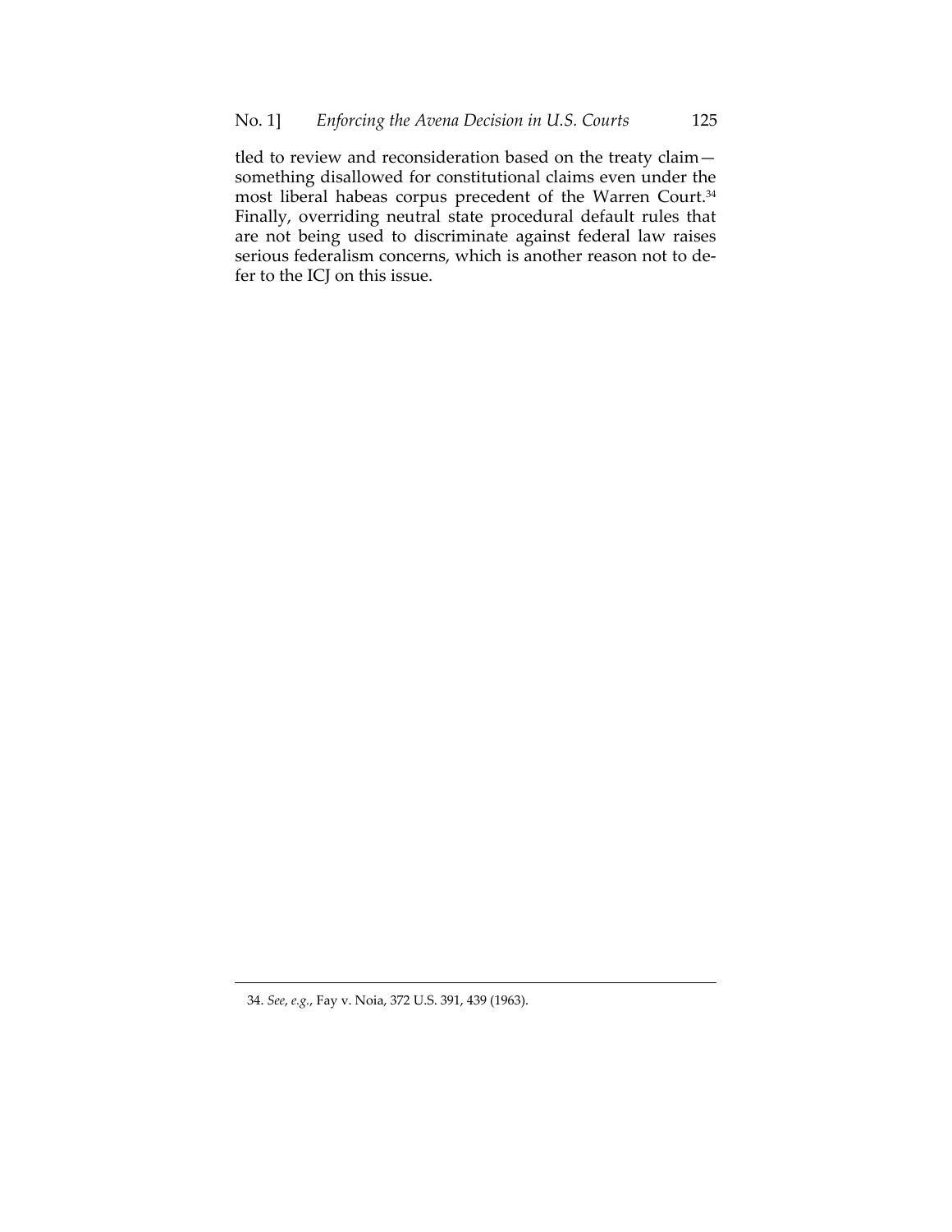tled to review and reconsideration based on the treaty claim—something disallowed for constitutional claims even under the most liberal habeas corpus precedent of the Warren Court.[34] Finally, overriding neutral state procedural default rules that are not being used to discriminate against federal law raises serious federalism concerns, which is another reason not to defer to the ICJ on this issue.

---

34. *See, e.g.*, Fay v. Noia, 372 U.S. 391, 439 (1963).